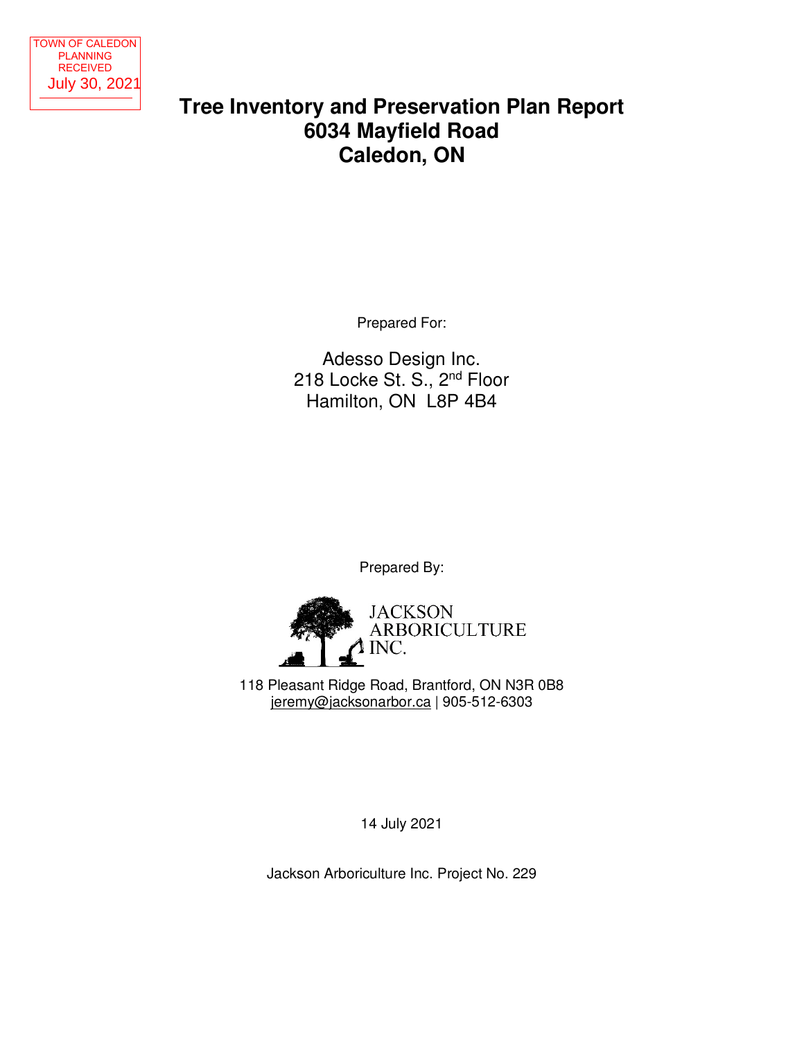TOWN OF CALEDON
PLANNING
RECEIVED
July 30, 2021

# Tree Inventory and Preservation Plan Report
# 6034 Mayfield Road
# Caledon, ON

Prepared For:

Adesso Design Inc.
218 Locke St. S., 2nd Floor
Hamilton, ON L8P 4B4

Prepared By:

JACKSON
ARBORICULTURE
INC.

118 Pleasant Ridge Road, Brantford, ON N3R 0B8
jeremy@jacksonarbor.ca | 905-512-6303

14 July 2021

Jackson Arboriculture Inc. Project No. 229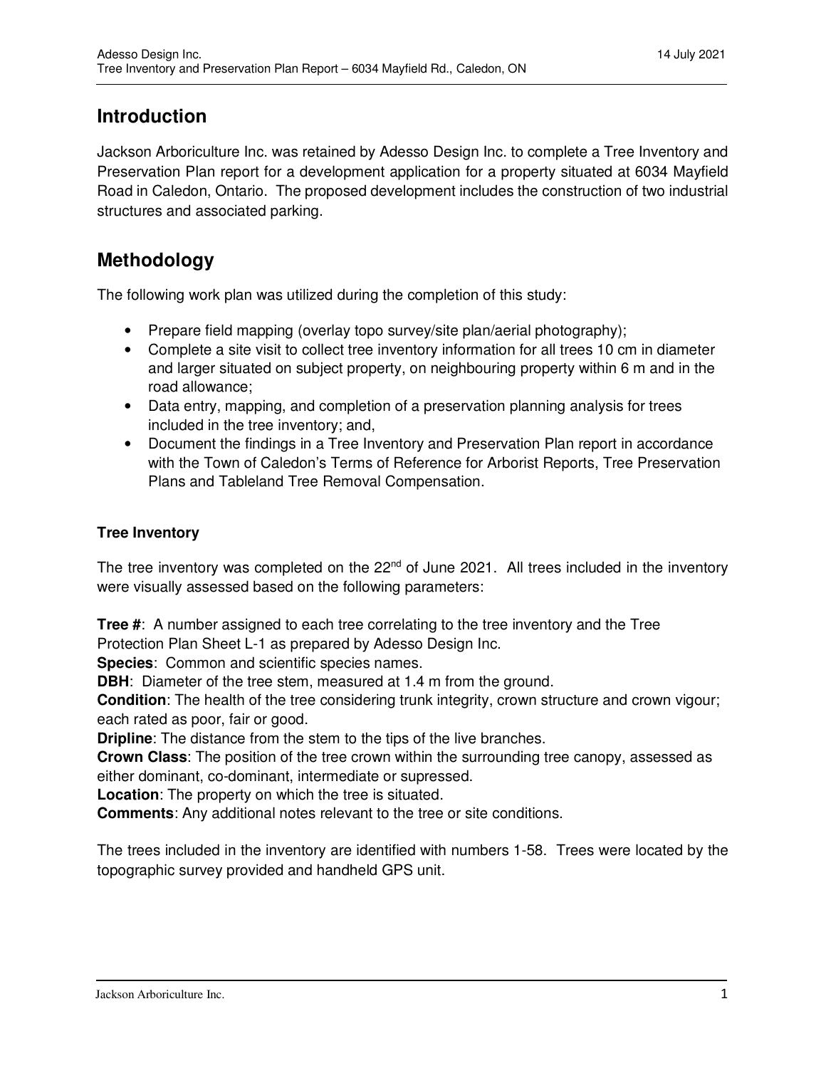## Introduction

Jackson Arboriculture Inc. was retained by Adesso Design Inc. to complete a Tree Inventory and Preservation Plan report for a development application for a property situated at 6034 Mayfield Road in Caledon, Ontario. The proposed development includes the construction of two industrial structures and associated parking.

## Methodology

The following work plan was utilized during the completion of this study:

- Prepare field mapping (overlay topo survey/site plan/aerial photography);
- Complete a site visit to collect tree inventory information for all trees 10 cm in diameter and larger situated on subject property, on neighbouring property within 6 m and in the road allowance;
- Data entry, mapping, and completion of a preservation planning analysis for trees included in the tree inventory; and,
- Document the findings in a Tree Inventory and Preservation Plan report in accordance with the Town of Caledon's Terms of Reference for Arborist Reports, Tree Preservation Plans and Tableland Tree Removal Compensation.

### Tree Inventory

The tree inventory was completed on the 22nd of June 2021. All trees included in the inventory were visually assessed based on the following parameters:

**Tree #**: A number assigned to each tree correlating to the tree inventory and the Tree Protection Plan Sheet L-1 as prepared by Adesso Design Inc.
**Species**: Common and scientific species names.
**DBH**: Diameter of the tree stem, measured at 1.4 m from the ground.
**Condition**: The health of the tree considering trunk integrity, crown structure and crown vigour; each rated as poor, fair or good.
**Dripline**: The distance from the stem to the tips of the live branches.
**Crown Class**: The position of the tree crown within the surrounding tree canopy, assessed as either dominant, co-dominant, intermediate or supressed.
**Location**: The property on which the tree is situated.
**Comments**: Any additional notes relevant to the tree or site conditions.

The trees included in the inventory are identified with numbers 1-58. Trees were located by the topographic survey provided and handheld GPS unit.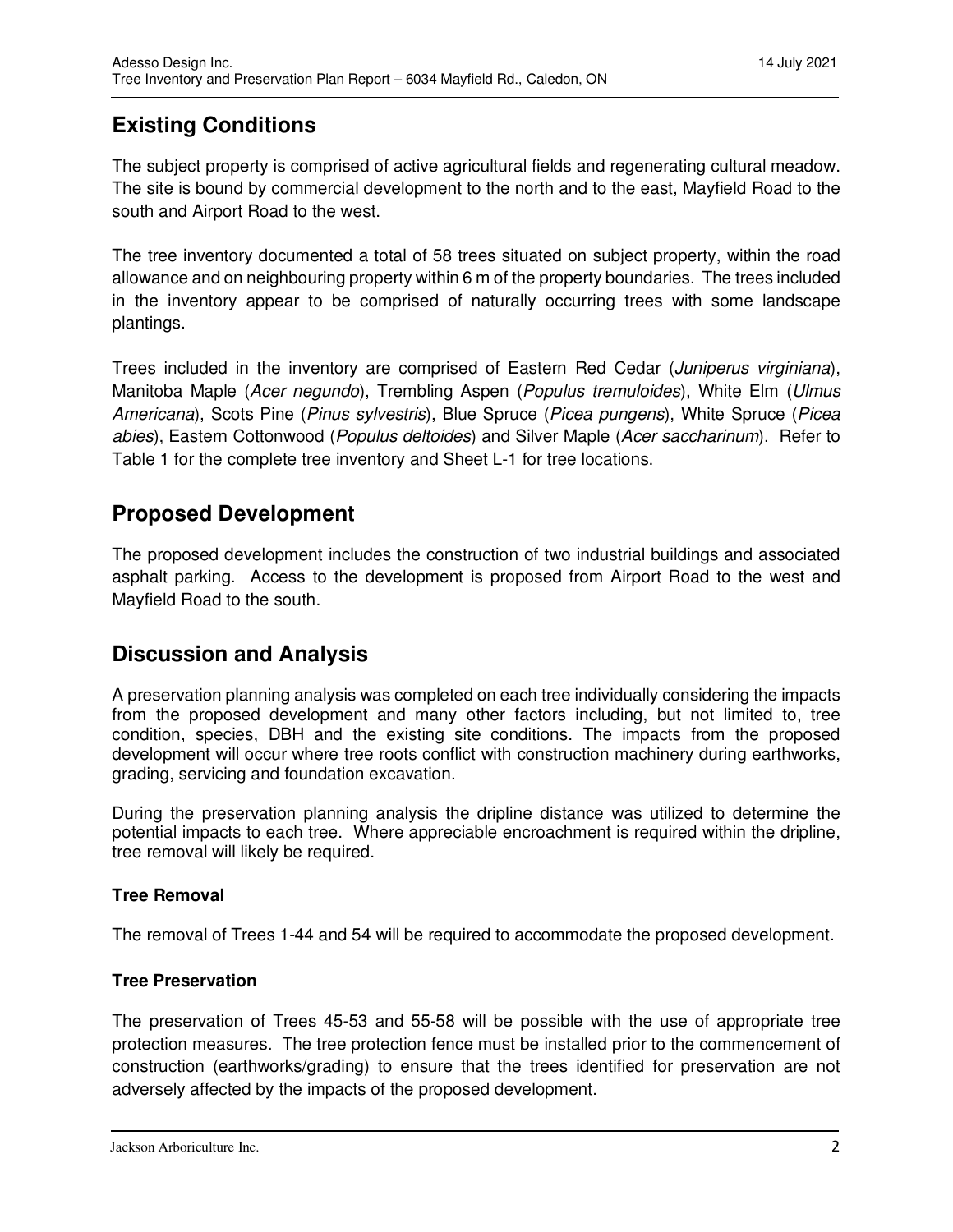## Existing Conditions

The subject property is comprised of active agricultural fields and regenerating cultural meadow. The site is bound by commercial development to the north and to the east, Mayfield Road to the south and Airport Road to the west.

The tree inventory documented a total of 58 trees situated on subject property, within the road allowance and on neighbouring property within 6 m of the property boundaries. The trees included in the inventory appear to be comprised of naturally occurring trees with some landscape plantings.

Trees included in the inventory are comprised of Eastern Red Cedar (*Juniperus virginiana*), Manitoba Maple (*Acer negundo*), Trembling Aspen (*Populus tremuloides*), White Elm (*Ulmus Americana*), Scots Pine (*Pinus sylvestris*), Blue Spruce (*Picea pungens*), White Spruce (*Picea abies*), Eastern Cottonwood (*Populus deltoides*) and Silver Maple (*Acer saccharinum*). Refer to Table 1 for the complete tree inventory and Sheet L-1 for tree locations.

## Proposed Development

The proposed development includes the construction of two industrial buildings and associated asphalt parking. Access to the development is proposed from Airport Road to the west and Mayfield Road to the south.

## Discussion and Analysis

A preservation planning analysis was completed on each tree individually considering the impacts from the proposed development and many other factors including, but not limited to, tree condition, species, DBH and the existing site conditions. The impacts from the proposed development will occur where tree roots conflict with construction machinery during earthworks, grading, servicing and foundation excavation.

During the preservation planning analysis the dripline distance was utilized to determine the potential impacts to each tree. Where appreciable encroachment is required within the dripline, tree removal will likely be required.

### Tree Removal

The removal of Trees 1-44 and 54 will be required to accommodate the proposed development.

### Tree Preservation

The preservation of Trees 45-53 and 55-58 will be possible with the use of appropriate tree protection measures. The tree protection fence must be installed prior to the commencement of construction (earthworks/grading) to ensure that the trees identified for preservation are not adversely affected by the impacts of the proposed development.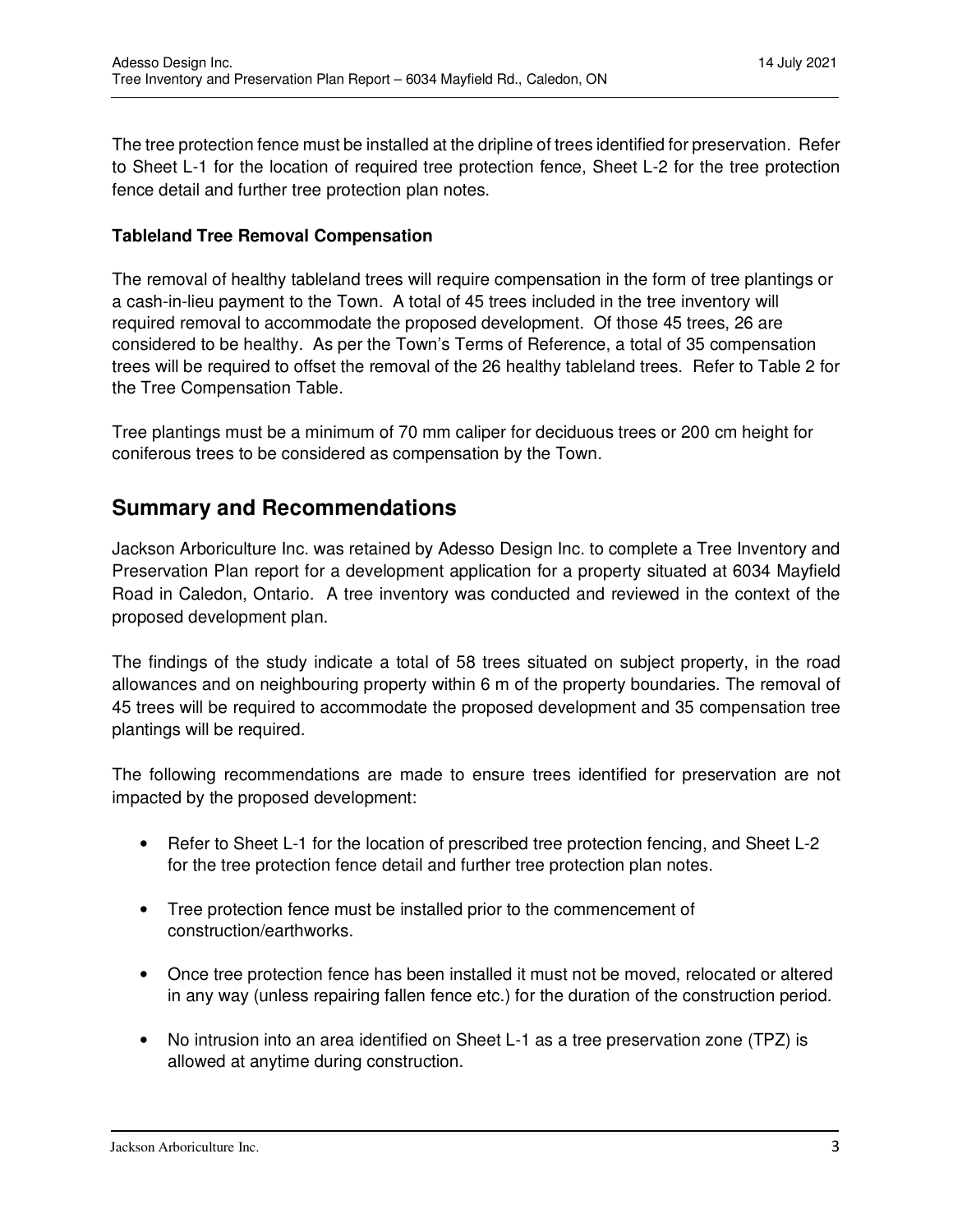The tree protection fence must be installed at the dripline of trees identified for preservation. Refer to Sheet L-1 for the location of required tree protection fence, Sheet L-2 for the tree protection fence detail and further tree protection plan notes.

**Tableland Tree Removal Compensation**

The removal of healthy tableland trees will require compensation in the form of tree plantings or a cash-in-lieu payment to the Town. A total of 45 trees included in the tree inventory will required removal to accommodate the proposed development. Of those 45 trees, 26 are considered to be healthy. As per the Town's Terms of Reference, a total of 35 compensation trees will be required to offset the removal of the 26 healthy tableland trees. Refer to Table 2 for the Tree Compensation Table.

Tree plantings must be a minimum of 70 mm caliper for deciduous trees or 200 cm height for coniferous trees to be considered as compensation by the Town.

## Summary and Recommendations

Jackson Arboriculture Inc. was retained by Adesso Design Inc. to complete a Tree Inventory and Preservation Plan report for a development application for a property situated at 6034 Mayfield Road in Caledon, Ontario. A tree inventory was conducted and reviewed in the context of the proposed development plan.

The findings of the study indicate a total of 58 trees situated on subject property, in the road allowances and on neighbouring property within 6 m of the property boundaries. The removal of 45 trees will be required to accommodate the proposed development and 35 compensation tree plantings will be required.

The following recommendations are made to ensure trees identified for preservation are not impacted by the proposed development:

- Refer to Sheet L-1 for the location of prescribed tree protection fencing, and Sheet L-2 for the tree protection fence detail and further tree protection plan notes.

- Tree protection fence must be installed prior to the commencement of construction/earthworks.

- Once tree protection fence has been installed it must not be moved, relocated or altered in any way (unless repairing fallen fence etc.) for the duration of the construction period.

- No intrusion into an area identified on Sheet L-1 as a tree preservation zone (TPZ) is allowed at anytime during construction.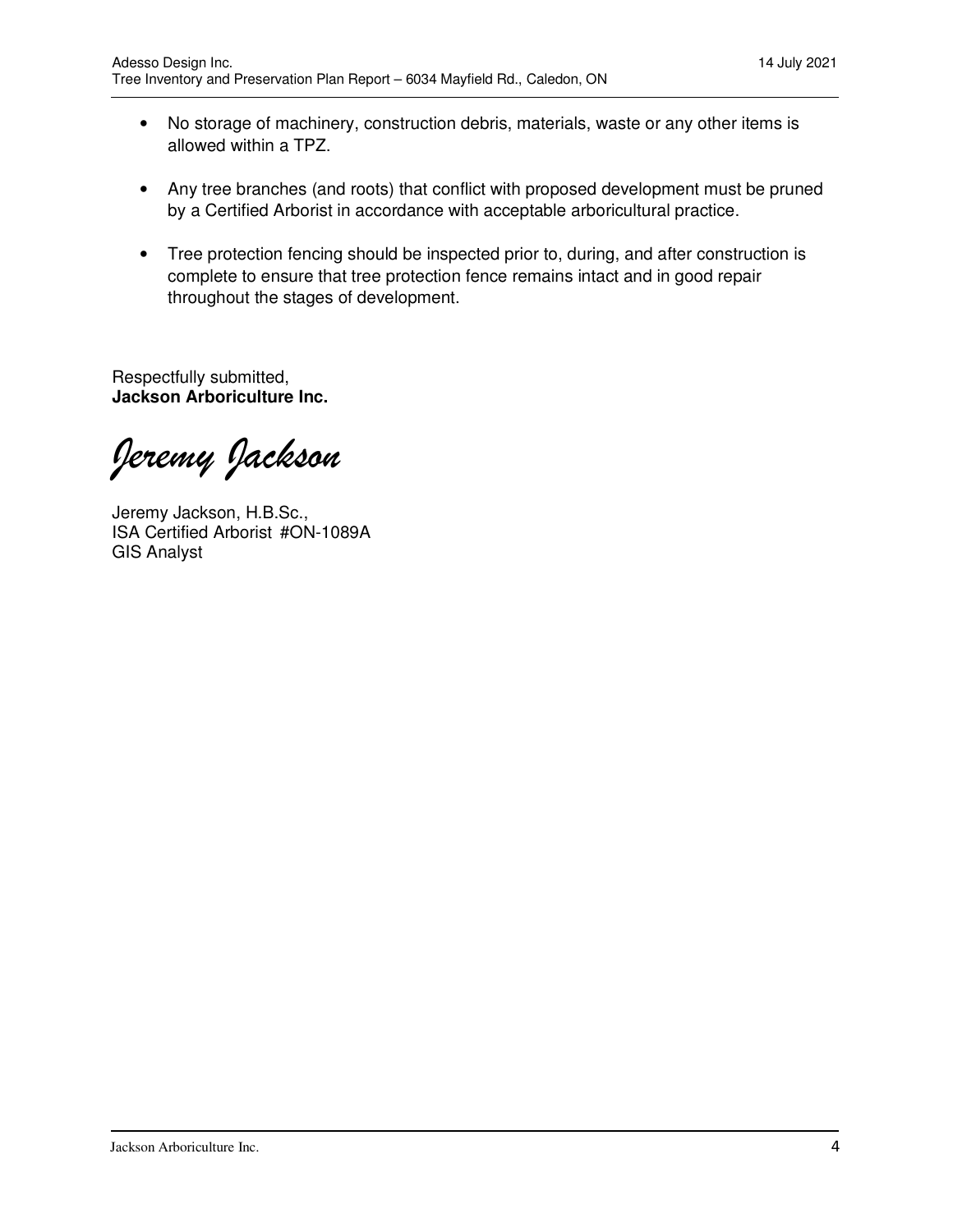- No storage of machinery, construction debris, materials, waste or any other items is allowed within a TPZ.

- Any tree branches (and roots) that conflict with proposed development must be pruned by a Certified Arborist in accordance with acceptable arboricultural practice.

- Tree protection fencing should be inspected prior to, during, and after construction is complete to ensure that tree protection fence remains intact and in good repair throughout the stages of development.

Respectfully submitted,
**Jackson Arboriculture Inc.**

*Jeremy Jackson*

Jeremy Jackson, H.B.Sc.,
ISA Certified Arborist #ON-1089A
GIS Analyst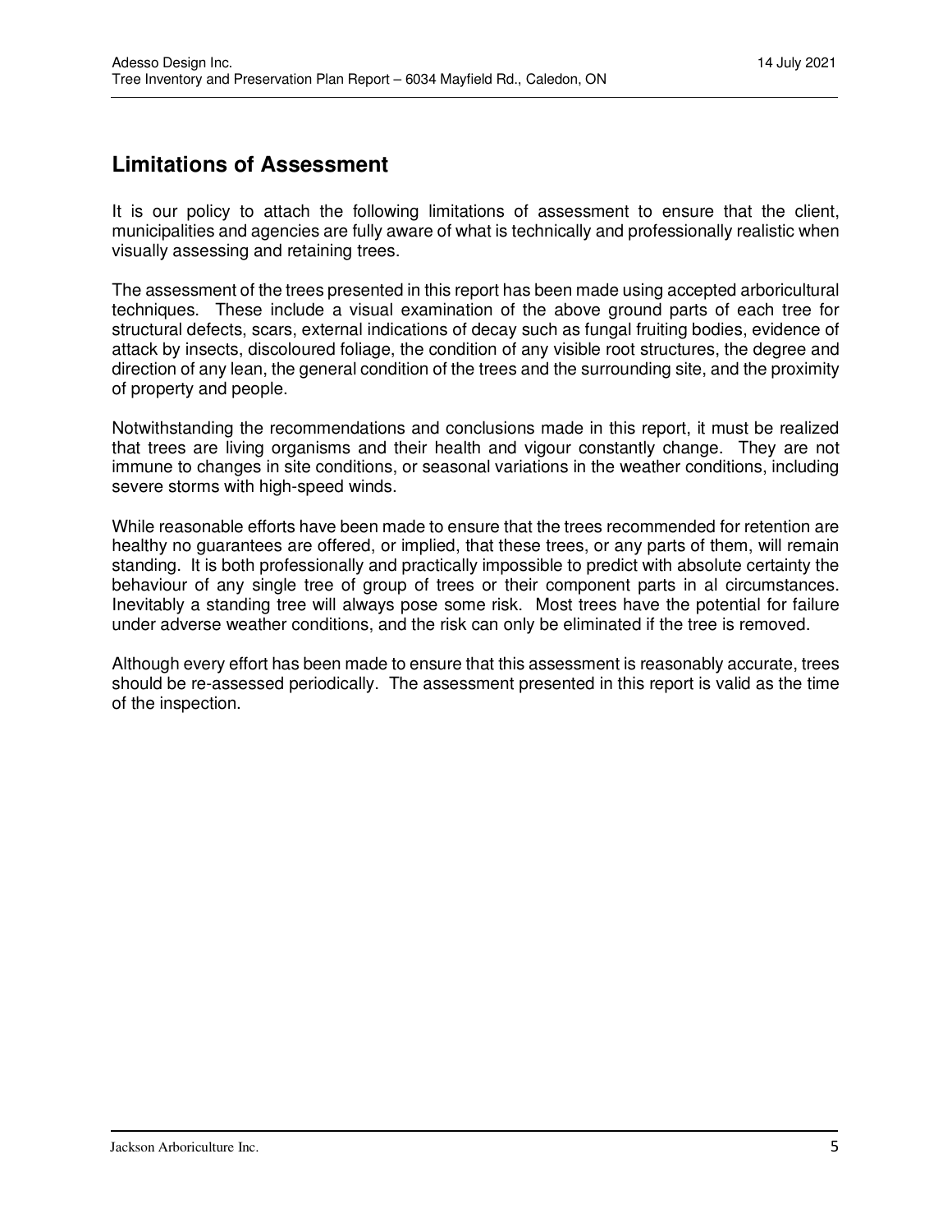## Limitations of Assessment

It is our policy to attach the following limitations of assessment to ensure that the client, municipalities and agencies are fully aware of what is technically and professionally realistic when visually assessing and retaining trees.

The assessment of the trees presented in this report has been made using accepted arboricultural techniques. These include a visual examination of the above ground parts of each tree for structural defects, scars, external indications of decay such as fungal fruiting bodies, evidence of attack by insects, discoloured foliage, the condition of any visible root structures, the degree and direction of any lean, the general condition of the trees and the surrounding site, and the proximity of property and people.

Notwithstanding the recommendations and conclusions made in this report, it must be realized that trees are living organisms and their health and vigour constantly change. They are not immune to changes in site conditions, or seasonal variations in the weather conditions, including severe storms with high-speed winds.

While reasonable efforts have been made to ensure that the trees recommended for retention are healthy no guarantees are offered, or implied, that these trees, or any parts of them, will remain standing. It is both professionally and practically impossible to predict with absolute certainty the behaviour of any single tree of group of trees or their component parts in al circumstances. Inevitably a standing tree will always pose some risk. Most trees have the potential for failure under adverse weather conditions, and the risk can only be eliminated if the tree is removed.

Although every effort has been made to ensure that this assessment is reasonably accurate, trees should be re-assessed periodically. The assessment presented in this report is valid as the time of the inspection.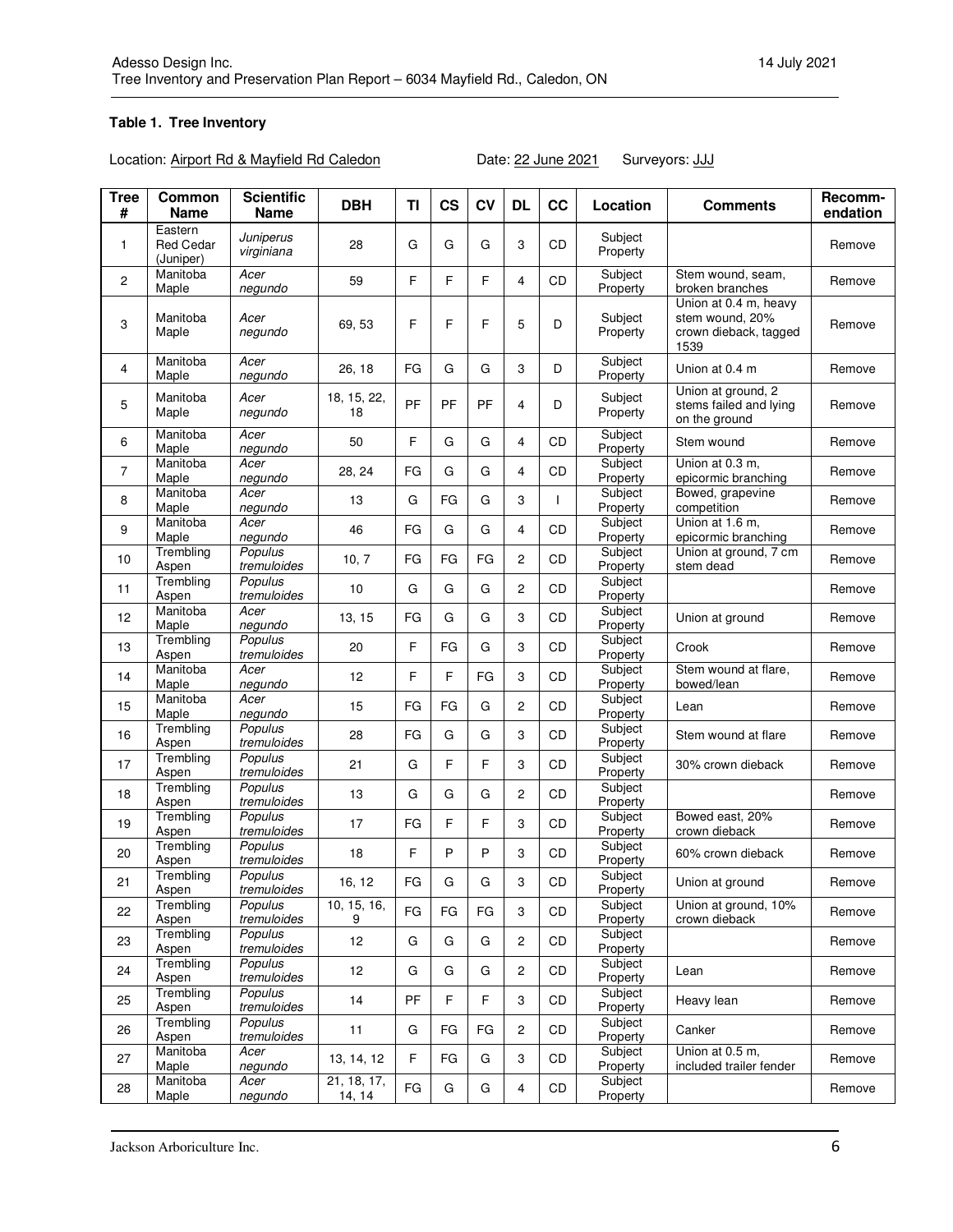**Table 1. Tree Inventory**

Location: Airport Rd & Mayfield Rd Caledon    Date: 22 June 2021    Surveyors: JJJ

| Tree # | Common Name | Scientific Name | DBH | TI | CS | CV | DL | CC | Location | Comments | Recommendation |
|---|---|---|---|---|---|---|---|---|---|---|---|
| 1 | Eastern Red Cedar (Juniper) | *Juniperus virginiana* | 28 | G | G | G | 3 | CD | Subject Property | | Remove |
| 2 | Manitoba Maple | *Acer negundo* | 59 | F | F | F | 4 | CD | Subject Property | Stem wound, seam, broken branches | Remove |
| 3 | Manitoba Maple | *Acer negundo* | 69, 53 | F | F | F | 5 | D | Subject Property | Union at 0.4 m, heavy stem wound, 20% crown dieback, tagged 1539 | Remove |
| 4 | Manitoba Maple | *Acer negundo* | 26, 18 | FG | G | G | 3 | D | Subject Property | Union at 0.4 m | Remove |
| 5 | Manitoba Maple | *Acer negundo* | 18, 15, 22, 18 | PF | PF | PF | 4 | D | Subject Property | Union at ground, 2 stems failed and lying on the ground | Remove |
| 6 | Manitoba Maple | *Acer negundo* | 50 | F | G | G | 4 | CD | Subject Property | Stem wound | Remove |
| 7 | Manitoba Maple | *Acer negundo* | 28, 24 | FG | G | G | 4 | CD | Subject Property | Union at 0.3 m, epicormic branching | Remove |
| 8 | Manitoba Maple | *Acer negundo* | 13 | G | FG | G | 3 | I | Subject Property | Bowed, grapevine competition | Remove |
| 9 | Manitoba Maple | *Acer negundo* | 46 | FG | G | G | 4 | CD | Subject Property | Union at 1.6 m, epicormic branching | Remove |
| 10 | Trembling Aspen | *Populus tremuloides* | 10, 7 | FG | FG | FG | 2 | CD | Subject Property | Union at ground, 7 cm stem dead | Remove |
| 11 | Trembling Aspen | *Populus tremuloides* | 10 | G | G | G | 2 | CD | Subject Property | | Remove |
| 12 | Manitoba Maple | *Acer negundo* | 13, 15 | FG | G | G | 3 | CD | Subject Property | Union at ground | Remove |
| 13 | Trembling Aspen | *Populus tremuloides* | 20 | F | FG | G | 3 | CD | Subject Property | Crook | Remove |
| 14 | Manitoba Maple | *Acer negundo* | 12 | F | F | FG | 3 | CD | Subject Property | Stem wound at flare, bowed/lean | Remove |
| 15 | Manitoba Maple | *Acer negundo* | 15 | FG | FG | G | 2 | CD | Subject Property | Lean | Remove |
| 16 | Trembling Aspen | *Populus tremuloides* | 28 | FG | G | G | 3 | CD | Subject Property | Stem wound at flare | Remove |
| 17 | Trembling Aspen | *Populus tremuloides* | 21 | G | F | F | 3 | CD | Subject Property | 30% crown dieback | Remove |
| 18 | Trembling Aspen | *Populus tremuloides* | 13 | G | G | G | 2 | CD | Subject Property | | Remove |
| 19 | Trembling Aspen | *Populus tremuloides* | 17 | FG | F | F | 3 | CD | Subject Property | Bowed east, 20% crown dieback | Remove |
| 20 | Trembling Aspen | *Populus tremuloides* | 18 | F | P | P | 3 | CD | Subject Property | 60% crown dieback | Remove |
| 21 | Trembling Aspen | *Populus tremuloides* | 16, 12 | FG | G | G | 3 | CD | Subject Property | Union at ground | Remove |
| 22 | Trembling Aspen | *Populus tremuloides* | 10, 15, 16, 9 | FG | FG | FG | 3 | CD | Subject Property | Union at ground, 10% crown dieback | Remove |
| 23 | Trembling Aspen | *Populus tremuloides* | 12 | G | G | G | 2 | CD | Subject Property | | Remove |
| 24 | Trembling Aspen | *Populus tremuloides* | 12 | G | G | G | 2 | CD | Subject Property | Lean | Remove |
| 25 | Trembling Aspen | *Populus tremuloides* | 14 | PF | F | F | 3 | CD | Subject Property | Heavy lean | Remove |
| 26 | Trembling Aspen | *Populus tremuloides* | 11 | G | FG | FG | 2 | CD | Subject Property | Canker | Remove |
| 27 | Manitoba Maple | *Acer negundo* | 13, 14, 12 | F | FG | G | 3 | CD | Subject Property | Union at 0.5 m, included trailer fender | Remove |
| 28 | Manitoba Maple | *Acer negundo* | 21, 18, 17, 14, 14 | FG | G | G | 4 | CD | Subject Property | | Remove |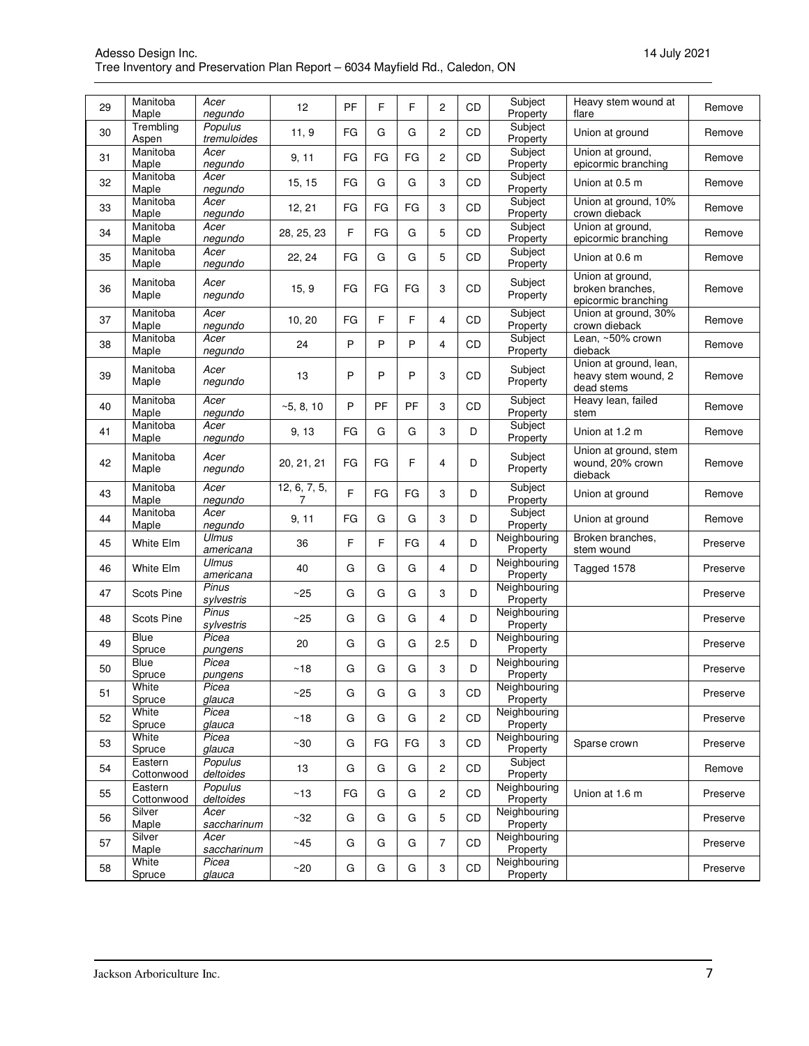| 29 | Manitoba Maple | *Acer negundo* | 12 | PF | F | F | 2 | CD | Subject Property | Heavy stem wound at flare | Remove |
|---|---|---|---|---|---|---|---|---|---|---|---|
| 30 | Trembling Aspen | *Populus tremuloides* | 11, 9 | FG | G | G | 2 | CD | Subject Property | Union at ground | Remove |
| 31 | Manitoba Maple | *Acer negundo* | 9, 11 | FG | FG | FG | 2 | CD | Subject Property | Union at ground, epicormic branching | Remove |
| 32 | Manitoba Maple | *Acer negundo* | 15, 15 | FG | G | G | 3 | CD | Subject Property | Union at 0.5 m | Remove |
| 33 | Manitoba Maple | *Acer negundo* | 12, 21 | FG | FG | FG | 3 | CD | Subject Property | Union at ground, 10% crown dieback | Remove |
| 34 | Manitoba Maple | *Acer negundo* | 28, 25, 23 | F | FG | G | 5 | CD | Subject Property | Union at ground, epicormic branching | Remove |
| 35 | Manitoba Maple | *Acer negundo* | 22, 24 | FG | G | G | 5 | CD | Subject Property | Union at 0.6 m | Remove |
| 36 | Manitoba Maple | *Acer negundo* | 15, 9 | FG | FG | FG | 3 | CD | Subject Property | Union at ground, broken branches, epicormic branching | Remove |
| 37 | Manitoba Maple | *Acer negundo* | 10, 20 | FG | F | F | 4 | CD | Subject Property | Union at ground, 30% crown dieback | Remove |
| 38 | Manitoba Maple | *Acer negundo* | 24 | P | P | P | 4 | CD | Subject Property | Lean, ~50% crown dieback | Remove |
| 39 | Manitoba Maple | *Acer negundo* | 13 | P | P | P | 3 | CD | Subject Property | Union at ground, lean, heavy stem wound, 2 dead stems | Remove |
| 40 | Manitoba Maple | *Acer negundo* | ~5, 8, 10 | P | PF | PF | 3 | CD | Subject Property | Heavy lean, failed stem | Remove |
| 41 | Manitoba Maple | *Acer negundo* | 9, 13 | FG | G | G | 3 | D | Subject Property | Union at 1.2 m | Remove |
| 42 | Manitoba Maple | *Acer negundo* | 20, 21, 21 | FG | FG | F | 4 | D | Subject Property | Union at ground, stem wound, 20% crown dieback | Remove |
| 43 | Manitoba Maple | *Acer negundo* | 12, 6, 7, 5, 7 | F | FG | FG | 3 | D | Subject Property | Union at ground | Remove |
| 44 | Manitoba Maple | *Acer negundo* | 9, 11 | FG | G | G | 3 | D | Subject Property | Union at ground | Remove |
| 45 | White Elm | *Ulmus americana* | 36 | F | F | FG | 4 | D | Neighbouring Property | Broken branches, stem wound | Preserve |
| 46 | White Elm | *Ulmus americana* | 40 | G | G | G | 4 | D | Neighbouring Property | Tagged 1578 | Preserve |
| 47 | Scots Pine | *Pinus sylvestris* | ~25 | G | G | G | 3 | D | Neighbouring Property | | Preserve |
| 48 | Scots Pine | *Pinus sylvestris* | ~25 | G | G | G | 4 | D | Neighbouring Property | | Preserve |
| 49 | Blue Spruce | *Picea pungens* | 20 | G | G | G | 2.5 | D | Neighbouring Property | | Preserve |
| 50 | Blue Spruce | *Picea pungens* | ~18 | G | G | G | 3 | D | Neighbouring Property | | Preserve |
| 51 | White Spruce | *Picea glauca* | ~25 | G | G | G | 3 | CD | Neighbouring Property | | Preserve |
| 52 | White Spruce | *Picea glauca* | ~18 | G | G | G | 2 | CD | Neighbouring Property | | Preserve |
| 53 | White Spruce | *Picea glauca* | ~30 | G | FG | FG | 3 | CD | Neighbouring Property | Sparse crown | Preserve |
| 54 | Eastern Cottonwood | *Populus deltoides* | 13 | G | G | G | 2 | CD | Subject Property | | Remove |
| 55 | Eastern Cottonwood | *Populus deltoides* | ~13 | FG | G | G | 2 | CD | Neighbouring Property | Union at 1.6 m | Preserve |
| 56 | Silver Maple | *Acer saccharinum* | ~32 | G | G | G | 5 | CD | Neighbouring Property | | Preserve |
| 57 | Silver Maple | *Acer saccharinum* | ~45 | G | G | G | 7 | CD | Neighbouring Property | | Preserve |
| 58 | White Spruce | *Picea glauca* | ~20 | G | G | G | 3 | CD | Neighbouring Property | | Preserve |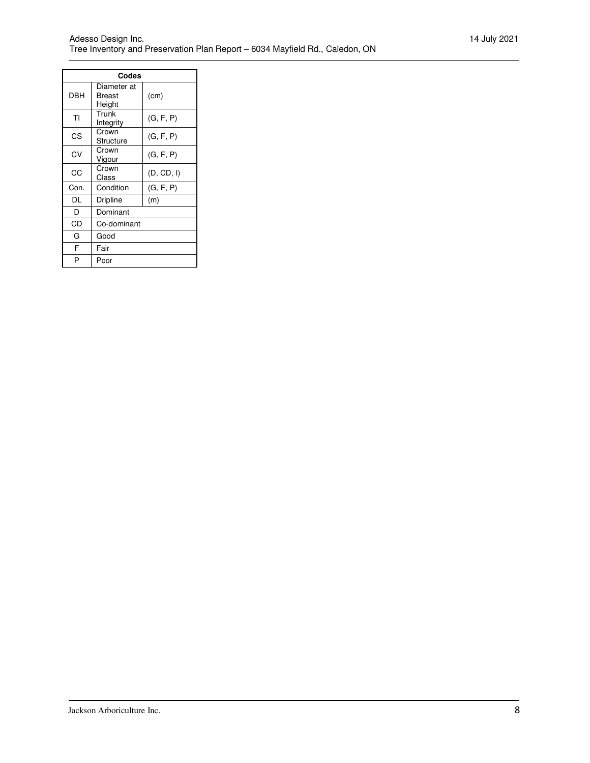| Codes | | |
|---|---|---|
| DBH | Diameter at Breast Height | (cm) |
| TI | Trunk Integrity | (G, F, P) |
| CS | Crown Structure | (G, F, P) |
| CV | Crown Vigour | (G, F, P) |
| CC | Crown Class | (D, CD, I) |
| Con. | Condition | (G, F, P) |
| DL | Dripline | (m) |
| D | Dominant | |
| CD | Co-dominant | |
| G | Good | |
| F | Fair | |
| P | Poor | |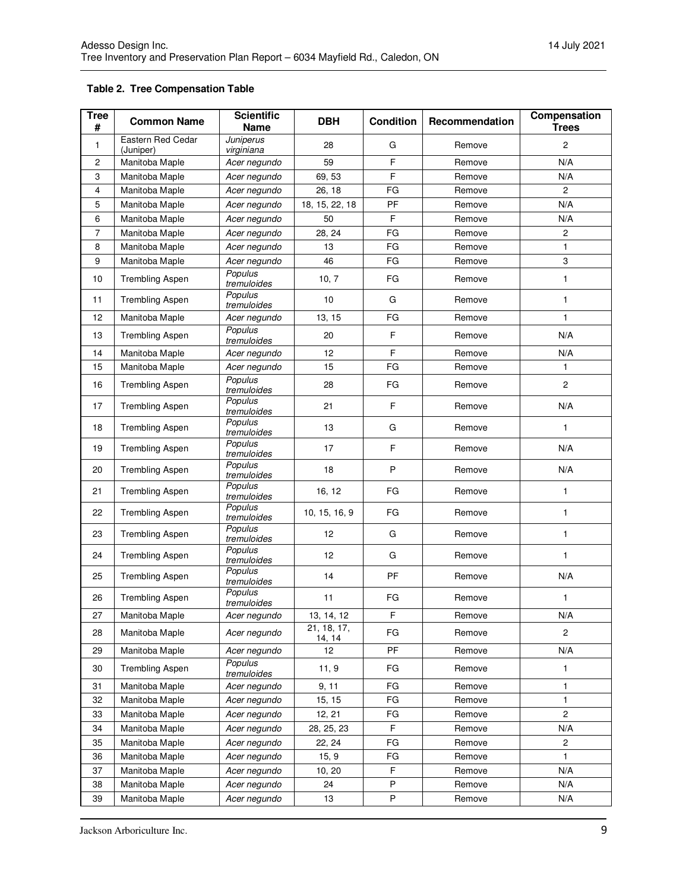**Table 2. Tree Compensation Table**

| Tree # | Common Name | Scientific Name | DBH | Condition | Recommendation | Compensation Trees |
|---|---|---|---|---|---|---|
| 1 | Eastern Red Cedar (Juniper) | *Juniperus virginiana* | 28 | G | Remove | 2 |
| 2 | Manitoba Maple | *Acer negundo* | 59 | F | Remove | N/A |
| 3 | Manitoba Maple | *Acer negundo* | 69, 53 | F | Remove | N/A |
| 4 | Manitoba Maple | *Acer negundo* | 26, 18 | FG | Remove | 2 |
| 5 | Manitoba Maple | *Acer negundo* | 18, 15, 22, 18 | PF | Remove | N/A |
| 6 | Manitoba Maple | *Acer negundo* | 50 | F | Remove | N/A |
| 7 | Manitoba Maple | *Acer negundo* | 28, 24 | FG | Remove | 2 |
| 8 | Manitoba Maple | *Acer negundo* | 13 | FG | Remove | 1 |
| 9 | Manitoba Maple | *Acer negundo* | 46 | FG | Remove | 3 |
| 10 | Trembling Aspen | *Populus tremuloides* | 10, 7 | FG | Remove | 1 |
| 11 | Trembling Aspen | *Populus tremuloides* | 10 | G | Remove | 1 |
| 12 | Manitoba Maple | *Acer negundo* | 13, 15 | FG | Remove | 1 |
| 13 | Trembling Aspen | *Populus tremuloides* | 20 | F | Remove | N/A |
| 14 | Manitoba Maple | *Acer negundo* | 12 | F | Remove | N/A |
| 15 | Manitoba Maple | *Acer negundo* | 15 | FG | Remove | 1 |
| 16 | Trembling Aspen | *Populus tremuloides* | 28 | FG | Remove | 2 |
| 17 | Trembling Aspen | *Populus tremuloides* | 21 | F | Remove | N/A |
| 18 | Trembling Aspen | *Populus tremuloides* | 13 | G | Remove | 1 |
| 19 | Trembling Aspen | *Populus tremuloides* | 17 | F | Remove | N/A |
| 20 | Trembling Aspen | *Populus tremuloides* | 18 | P | Remove | N/A |
| 21 | Trembling Aspen | *Populus tremuloides* | 16, 12 | FG | Remove | 1 |
| 22 | Trembling Aspen | *Populus tremuloides* | 10, 15, 16, 9 | FG | Remove | 1 |
| 23 | Trembling Aspen | *Populus tremuloides* | 12 | G | Remove | 1 |
| 24 | Trembling Aspen | *Populus tremuloides* | 12 | G | Remove | 1 |
| 25 | Trembling Aspen | *Populus tremuloides* | 14 | PF | Remove | N/A |
| 26 | Trembling Aspen | *Populus tremuloides* | 11 | FG | Remove | 1 |
| 27 | Manitoba Maple | *Acer negundo* | 13, 14, 12 | F | Remove | N/A |
| 28 | Manitoba Maple | *Acer negundo* | 21, 18, 17, 14, 14 | FG | Remove | 2 |
| 29 | Manitoba Maple | *Acer negundo* | 12 | PF | Remove | N/A |
| 30 | Trembling Aspen | *Populus tremuloides* | 11, 9 | FG | Remove | 1 |
| 31 | Manitoba Maple | *Acer negundo* | 9, 11 | FG | Remove | 1 |
| 32 | Manitoba Maple | *Acer negundo* | 15, 15 | FG | Remove | 1 |
| 33 | Manitoba Maple | *Acer negundo* | 12, 21 | FG | Remove | 2 |
| 34 | Manitoba Maple | *Acer negundo* | 28, 25, 23 | F | Remove | N/A |
| 35 | Manitoba Maple | *Acer negundo* | 22, 24 | FG | Remove | 2 |
| 36 | Manitoba Maple | *Acer negundo* | 15, 9 | FG | Remove | 1 |
| 37 | Manitoba Maple | *Acer negundo* | 10, 20 | F | Remove | N/A |
| 38 | Manitoba Maple | *Acer negundo* | 24 | P | Remove | N/A |
| 39 | Manitoba Maple | *Acer negundo* | 13 | P | Remove | N/A |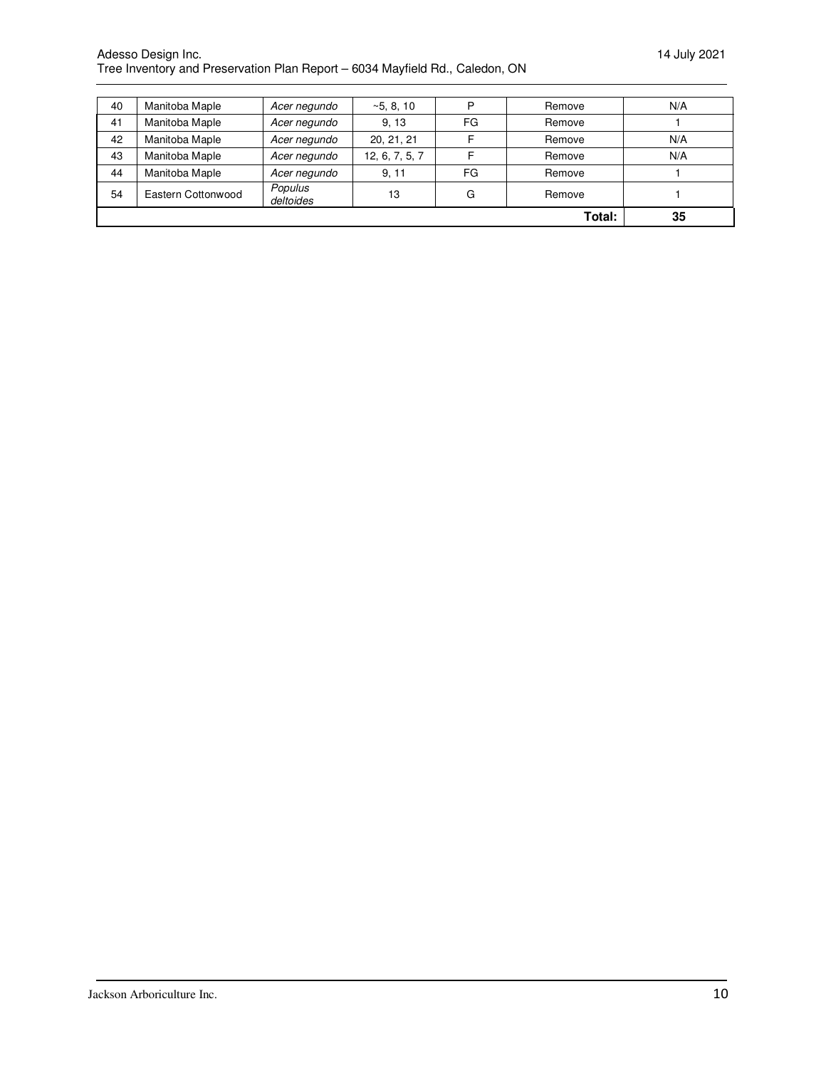| | | | | | | |
|---|---|---|---|---|---|---|
| 40 | Manitoba Maple | *Acer negundo* | ~5, 8, 10 | P | Remove | N/A |
| 41 | Manitoba Maple | *Acer negundo* | 9, 13 | FG | Remove | 1 |
| 42 | Manitoba Maple | *Acer negundo* | 20, 21, 21 | F | Remove | N/A |
| 43 | Manitoba Maple | *Acer negundo* | 12, 6, 7, 5, 7 | F | Remove | N/A |
| 44 | Manitoba Maple | *Acer negundo* | 9, 11 | FG | Remove | 1 |
| 54 | Eastern Cottonwood | *Populus deltoides* | 13 | G | Remove | 1 |
| | | | | | **Total:** | **35** |